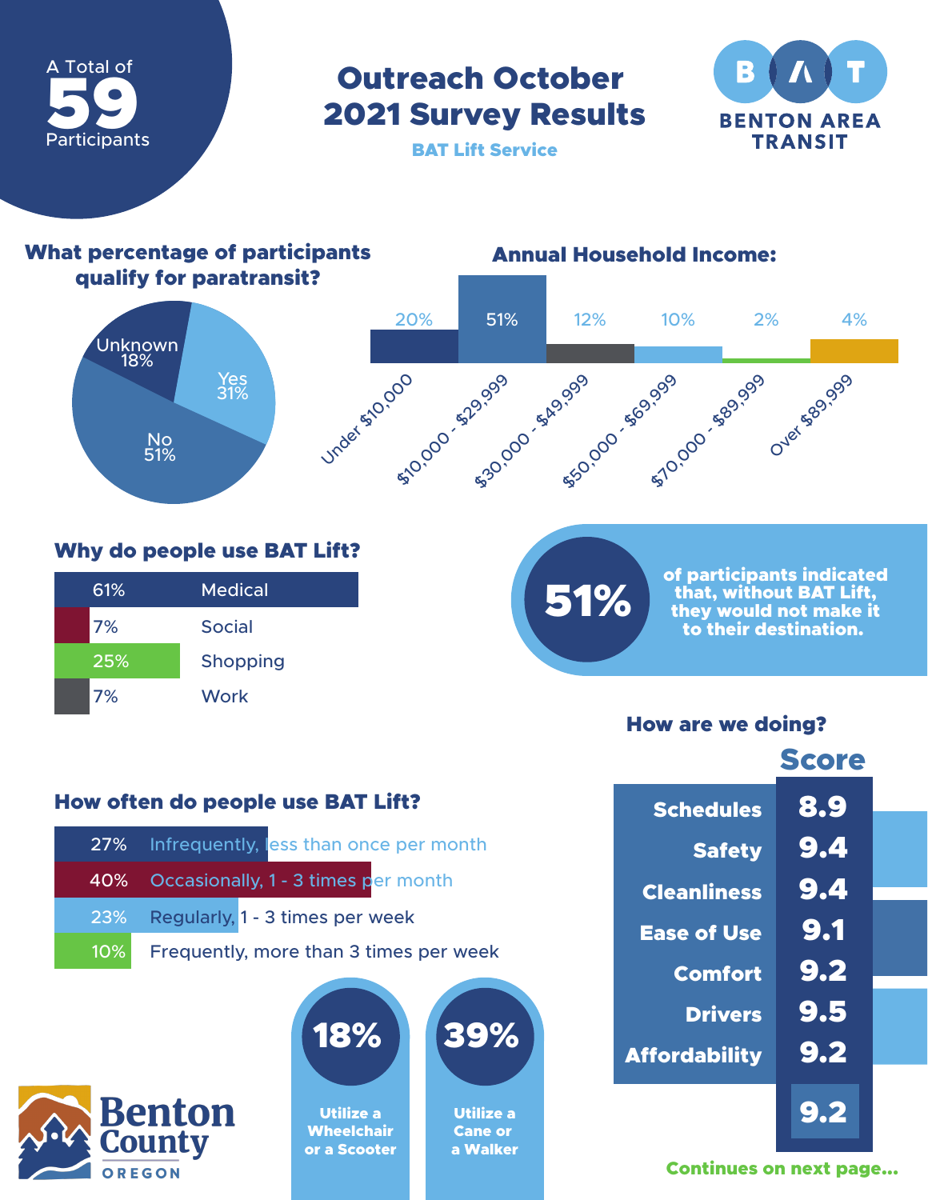A Total of **59** Participants

# Outreach October 2021 Survey Results

**BAT Lift Service**

BENTON AREA TRANSIT

## What percentage of participants qualify for paratransit?

| Response | Percentage |
|---|---|
| Yes | 31% |
| No | 51% |
| Unknown | 18% |

## Annual Household Income:

| Income | Percentage |
|---|---|
| Under $10,000 | 20% |
| $10,000 - $29,999 | 51% |
| $30,000 - $49,999 | 12% |
| $50,000 - $69,999 | 10% |
| $70,000 - $89,999 | 2% |
| Over $89,999 | 4% |

## Why do people use BAT Lift?

| Percentage | Reason |
|---|---|
| 61% | Medical |
| 7% | Social |
| 25% | Shopping |
| 7% | Work |

**51%** of participants indicated that, without BAT Lift, they would not make it to their destination.

## How often do people use BAT Lift?

| Percentage | Frequency |
|---|---|
| 27% | Infrequently, less than once per month |
| 40% | Occasionally, 1 - 3 times per month |
| 23% | Regularly, 1 - 3 times per week |
| 10% | Frequently, more than 3 times per week |

**18%** Utilize a Wheelchair or a Scooter

**39%** Utilize a Cane or a Walker

## How are we doing?

| | Score |
|---|---|
| Schedules | 8.9 |
| Safety | 9.4 |
| Cleanliness | 9.4 |
| Ease of Use | 9.1 |
| Comfort | 9.2 |
| Drivers | 9.5 |
| Affordability | 9.2 |
| | 9.2 |

Benton County OREGON

Continues on next page...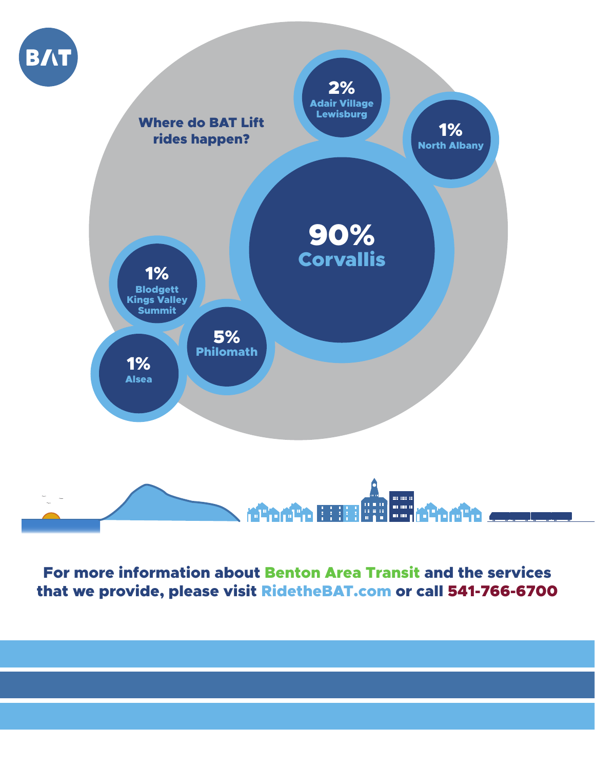BAT

Where do BAT Lift rides happen?

2%
Adair Village
Lewisburg

1%
North Albany

90%
Corvallis

1%
Blodgett
Kings Valley
Summit

5%
Philomath

1%
Alsea

**For more information about Benton Area Transit and the services that we provide, please visit RidetheBAT.com or call 541-766-6700**